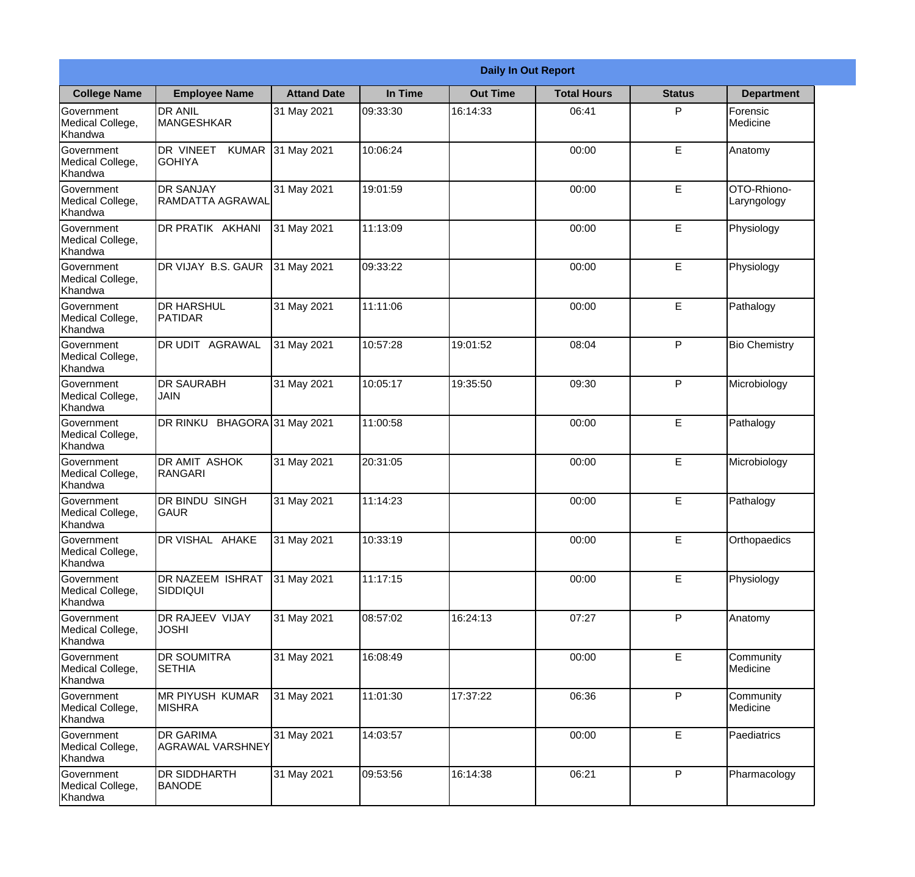| Daily In Out Report | | | | | | | |
|---|---|---|---|---|---|---|---|
| **College Name** | **Employee Name** | **Attand Date** | **In Time** | **Out Time** | **Total Hours** | **Status** | **Department** |
| Government Medical College, Khandwa | DR ANIL MANGESHKAR | 31 May 2021 | 09:33:30 | 16:14:33 | 06:41 | P | Forensic Medicine |
| Government Medical College, Khandwa | DR VINEET KUMAR GOHIYA | 31 May 2021 | 10:06:24 | | 00:00 | E | Anatomy |
| Government Medical College, Khandwa | DR SANJAY RAMDATTA AGRAWAL | 31 May 2021 | 19:01:59 | | 00:00 | E | OTO-Rhiono-Laryngology |
| Government Medical College, Khandwa | DR PRATIK AKHANI | 31 May 2021 | 11:13:09 | | 00:00 | E | Physiology |
| Government Medical College, Khandwa | DR VIJAY B.S. GAUR | 31 May 2021 | 09:33:22 | | 00:00 | E | Physiology |
| Government Medical College, Khandwa | DR HARSHUL PATIDAR | 31 May 2021 | 11:11:06 | | 00:00 | E | Pathalogy |
| Government Medical College, Khandwa | DR UDIT AGRAWAL | 31 May 2021 | 10:57:28 | 19:01:52 | 08:04 | P | Bio Chemistry |
| Government Medical College, Khandwa | DR SAURABH JAIN | 31 May 2021 | 10:05:17 | 19:35:50 | 09:30 | P | Microbiology |
| Government Medical College, Khandwa | DR RINKU BHAGORA | 31 May 2021 | 11:00:58 | | 00:00 | E | Pathalogy |
| Government Medical College, Khandwa | DR AMIT ASHOK RANGARI | 31 May 2021 | 20:31:05 | | 00:00 | E | Microbiology |
| Government Medical College, Khandwa | DR BINDU SINGH GAUR | 31 May 2021 | 11:14:23 | | 00:00 | E | Pathalogy |
| Government Medical College, Khandwa | DR VISHAL AHAKE | 31 May 2021 | 10:33:19 | | 00:00 | E | Orthopaedics |
| Government Medical College, Khandwa | DR NAZEEM ISHRAT SIDDIQUI | 31 May 2021 | 11:17:15 | | 00:00 | E | Physiology |
| Government Medical College, Khandwa | DR RAJEEV VIJAY JOSHI | 31 May 2021 | 08:57:02 | 16:24:13 | 07:27 | P | Anatomy |
| Government Medical College, Khandwa | DR SOUMITRA SETHIA | 31 May 2021 | 16:08:49 | | 00:00 | E | Community Medicine |
| Government Medical College, Khandwa | MR PIYUSH KUMAR MISHRA | 31 May 2021 | 11:01:30 | 17:37:22 | 06:36 | P | Community Medicine |
| Government Medical College, Khandwa | DR GARIMA AGRAWAL VARSHNEY | 31 May 2021 | 14:03:57 | | 00:00 | E | Paediatrics |
| Government Medical College, Khandwa | DR SIDDHARTH BANODE | 31 May 2021 | 09:53:56 | 16:14:38 | 06:21 | P | Pharmacology |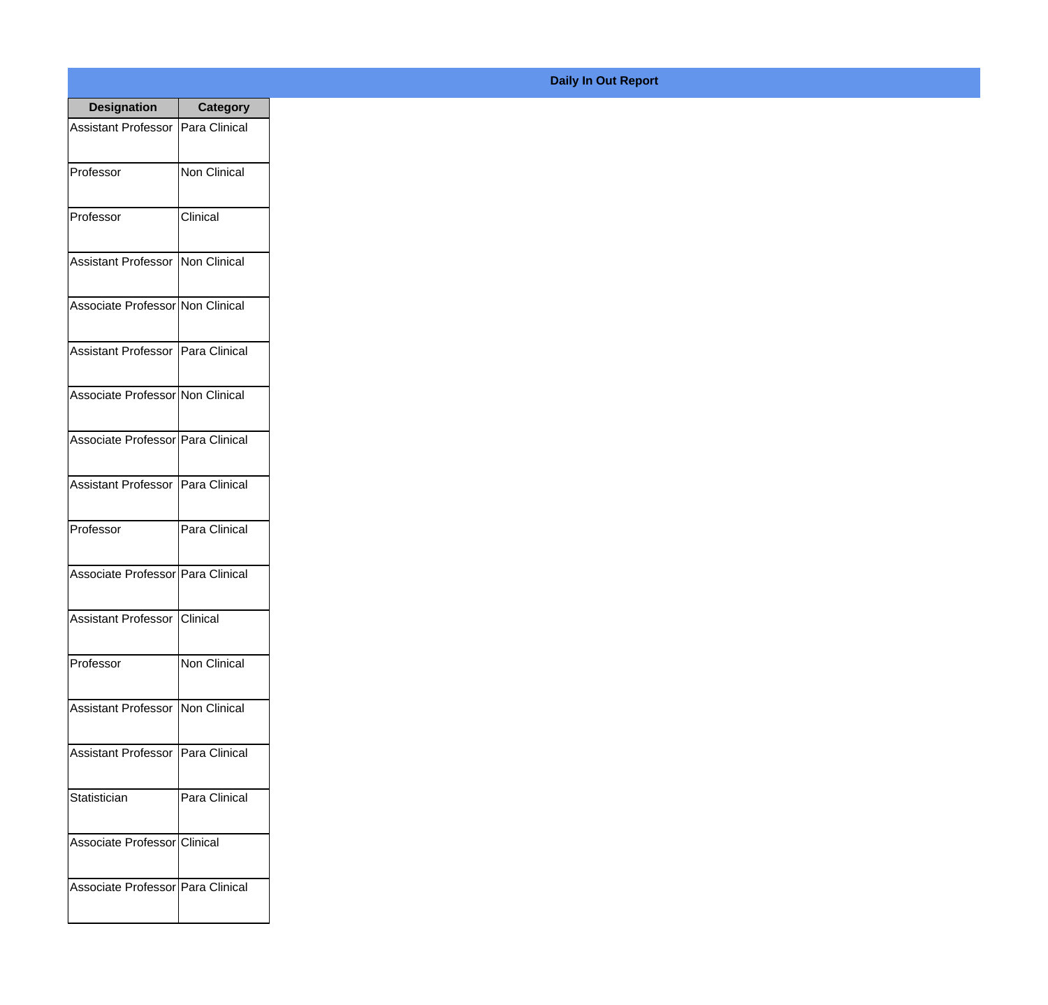## Daily In Out Report

| Designation | Category |
|---|---|
| Assistant Professor | Para Clinical |
| Professor | Non Clinical |
| Professor | Clinical |
| Assistant Professor | Non Clinical |
| Associate Professor | Non Clinical |
| Assistant Professor | Para Clinical |
| Associate Professor | Non Clinical |
| Associate Professor | Para Clinical |
| Assistant Professor | Para Clinical |
| Professor | Para Clinical |
| Associate Professor | Para Clinical |
| Assistant Professor | Clinical |
| Professor | Non Clinical |
| Assistant Professor | Non Clinical |
| Assistant Professor | Para Clinical |
| Statistician | Para Clinical |
| Associate Professor | Clinical |
| Associate Professor | Para Clinical |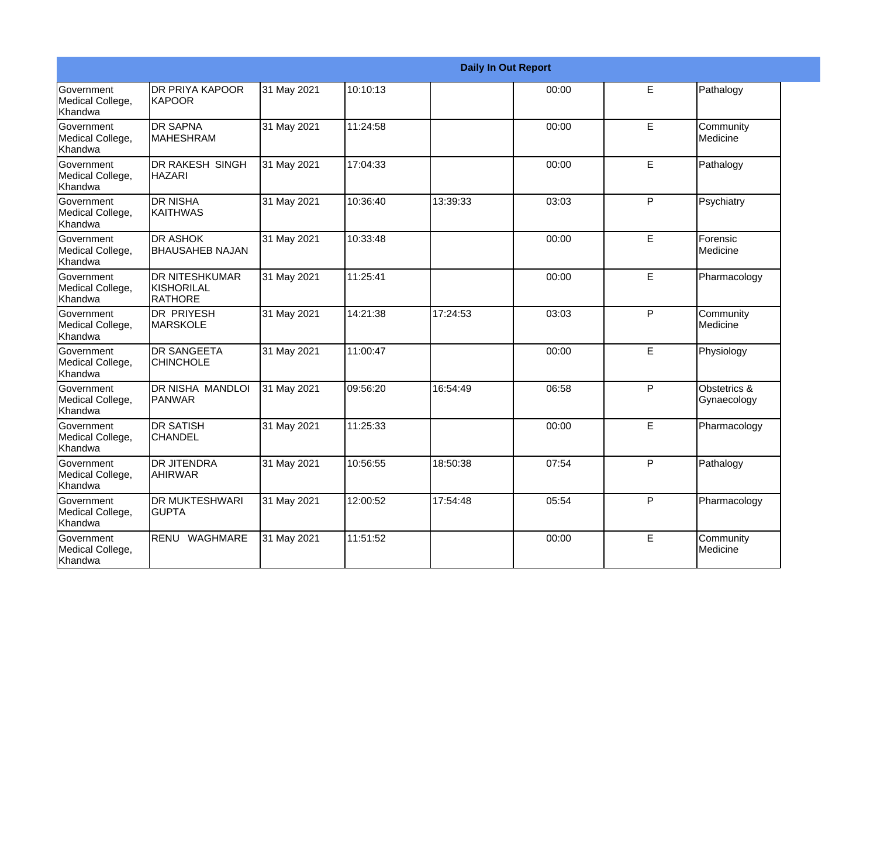| Daily In Out Report | | | | | | | |
|---|---|---|---|---|---|---|---|
| Government Medical College, Khandwa | DR PRIYA KAPOOR KAPOOR | 31 May 2021 | 10:10:13 | | 00:00 | E | Pathalogy |
| Government Medical College, Khandwa | DR SAPNA MAHESHRAM | 31 May 2021 | 11:24:58 | | 00:00 | E | Community Medicine |
| Government Medical College, Khandwa | DR RAKESH SINGH HAZARI | 31 May 2021 | 17:04:33 | | 00:00 | E | Pathalogy |
| Government Medical College, Khandwa | DR NISHA KAITHWAS | 31 May 2021 | 10:36:40 | 13:39:33 | 03:03 | P | Psychiatry |
| Government Medical College, Khandwa | DR ASHOK BHAUSAHEB NAJAN | 31 May 2021 | 10:33:48 | | 00:00 | E | Forensic Medicine |
| Government Medical College, Khandwa | DR NITESHKUMAR KISHORILAL RATHORE | 31 May 2021 | 11:25:41 | | 00:00 | E | Pharmacology |
| Government Medical College, Khandwa | DR PRIYESH MARSKOLE | 31 May 2021 | 14:21:38 | 17:24:53 | 03:03 | P | Community Medicine |
| Government Medical College, Khandwa | DR SANGEETA CHINCHOLE | 31 May 2021 | 11:00:47 | | 00:00 | E | Physiology |
| Government Medical College, Khandwa | DR NISHA MANDLOI PANWAR | 31 May 2021 | 09:56:20 | 16:54:49 | 06:58 | P | Obstetrics & Gynaecology |
| Government Medical College, Khandwa | DR SATISH CHANDEL | 31 May 2021 | 11:25:33 | | 00:00 | E | Pharmacology |
| Government Medical College, Khandwa | DR JITENDRA AHIRWAR | 31 May 2021 | 10:56:55 | 18:50:38 | 07:54 | P | Pathalogy |
| Government Medical College, Khandwa | DR MUKTESHWARI GUPTA | 31 May 2021 | 12:00:52 | 17:54:48 | 05:54 | P | Pharmacology |
| Government Medical College, Khandwa | RENU WAGHMARE | 31 May 2021 | 11:51:52 | | 00:00 | E | Community Medicine |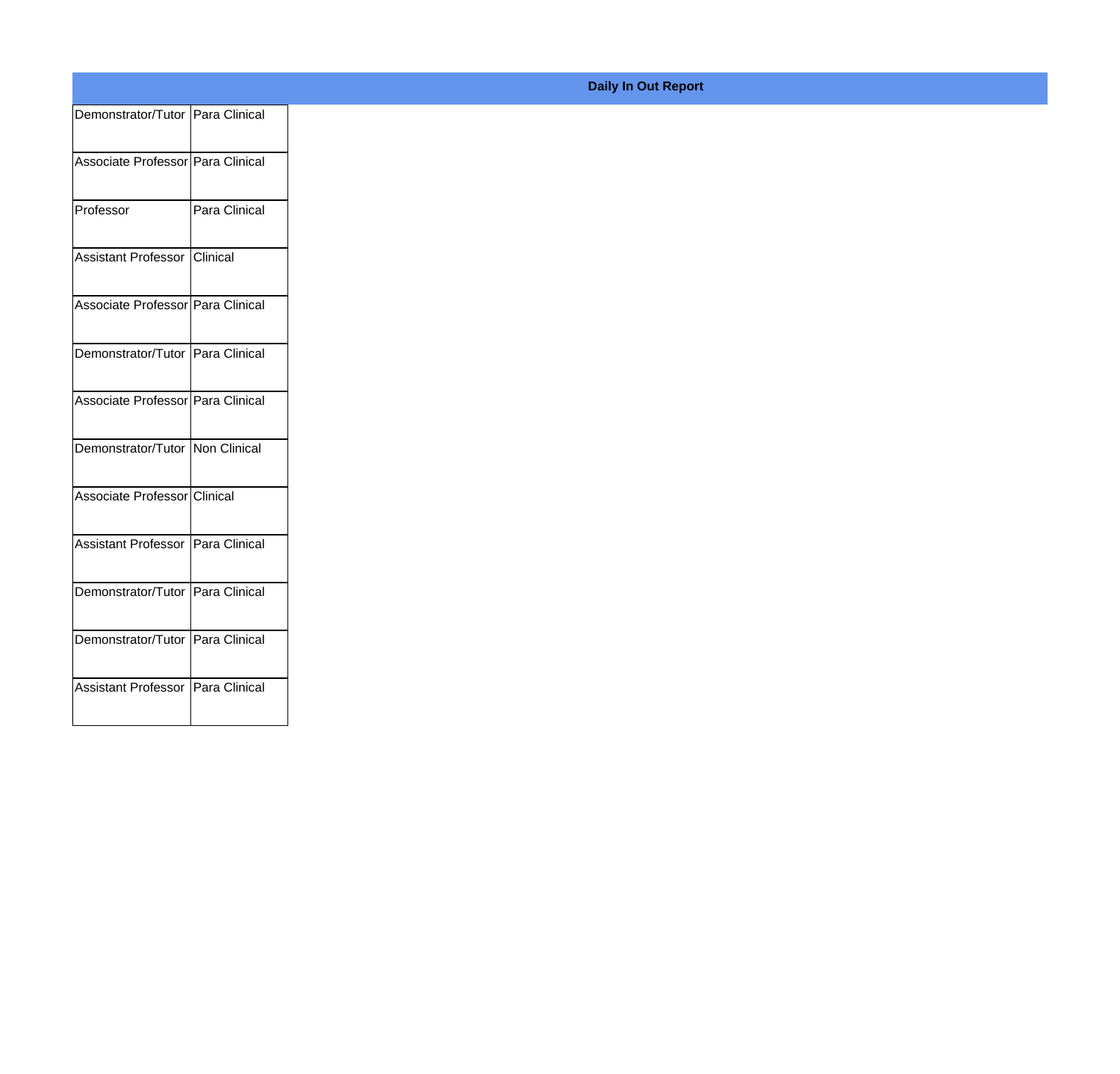**Daily In Out Report**

| | |
|---|---|
| Demonstrator/Tutor | Para Clinical |
| Associate Professor | Para Clinical |
| Professor | Para Clinical |
| Assistant Professor | Clinical |
| Associate Professor | Para Clinical |
| Demonstrator/Tutor | Para Clinical |
| Associate Professor | Para Clinical |
| Demonstrator/Tutor | Non Clinical |
| Associate Professor | Clinical |
| Assistant Professor | Para Clinical |
| Demonstrator/Tutor | Para Clinical |
| Demonstrator/Tutor | Para Clinical |
| Assistant Professor | Para Clinical |